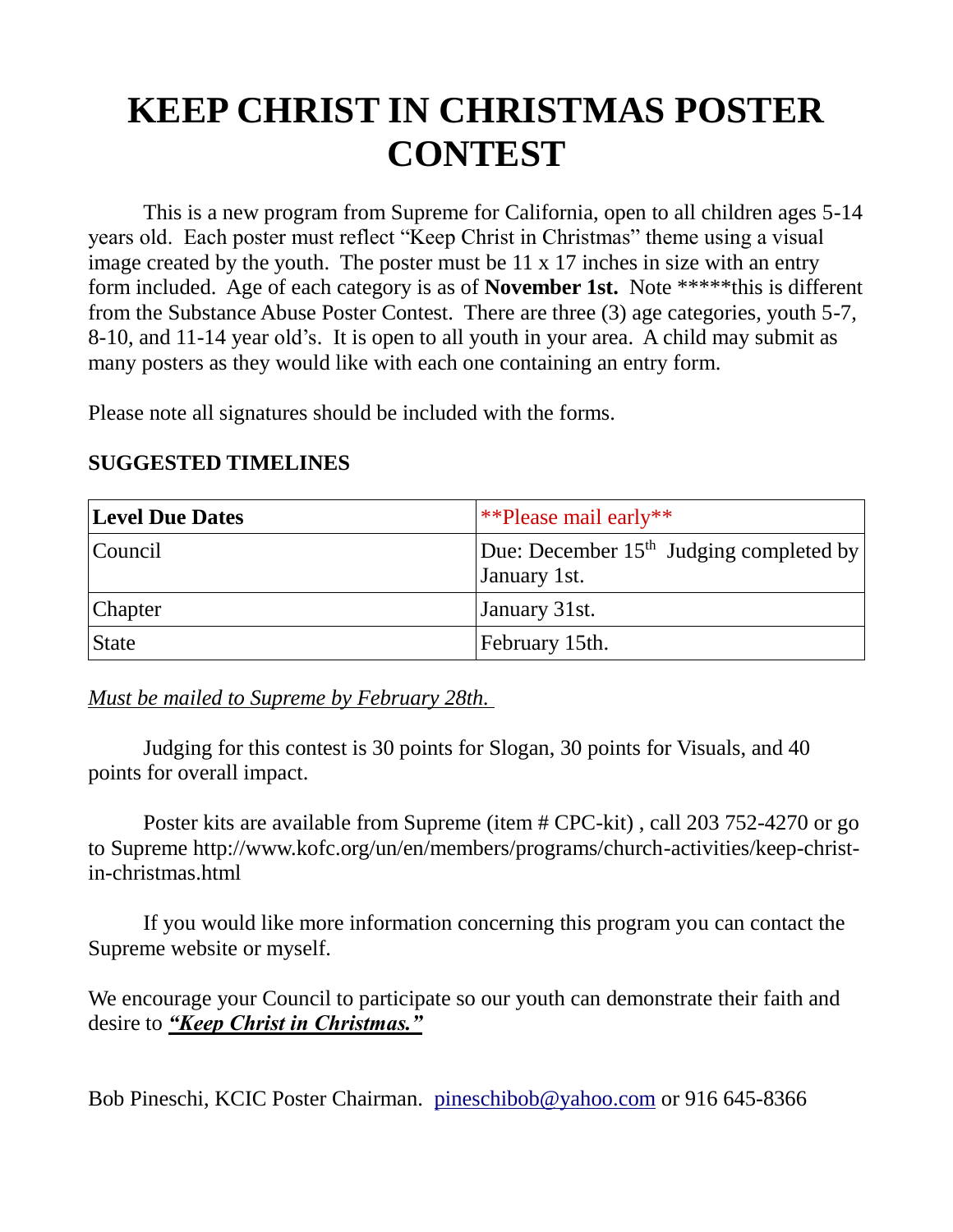# KEEP CHRIST IN CHRISTMAS POSTER CONTEST

This is a new program from Supreme for California, open to all children ages 5-14 years old. Each poster must reflect "Keep Christ in Christmas" theme using a visual image created by the youth. The poster must be 11 x 17 inches in size with an entry form included. Age of each category is as of **November 1st.** Note *****this is different from the Substance Abuse Poster Contest. There are three (3) age categories, youth 5-7, 8-10, and 11-14 year old's. It is open to all youth in your area. A child may submit as many posters as they would like with each one containing an entry form.

Please note all signatures should be included with the forms.

**SUGGESTED TIMELINES**

| **Level Due Dates** | **Please mail early** |
|---|---|
| Council | Due: December 15th Judging completed by January 1st. |
| Chapter | January 31st. |
| State | February 15th. |

*Must be mailed to Supreme by February 28th.*

Judging for this contest is 30 points for Slogan, 30 points for Visuals, and 40 points for overall impact.

Poster kits are available from Supreme (item # CPC-kit) , call 203 752-4270 or go to Supreme http://www.kofc.org/un/en/members/programs/church-activities/keep-christ-in-christmas.html

If you would like more information concerning this program you can contact the Supreme website or myself.

We encourage your Council to participate so our youth can demonstrate their faith and desire to ***"Keep Christ in Christmas."***

Bob Pineschi, KCIC Poster Chairman. pineschibob@yahoo.com or 916 645-8366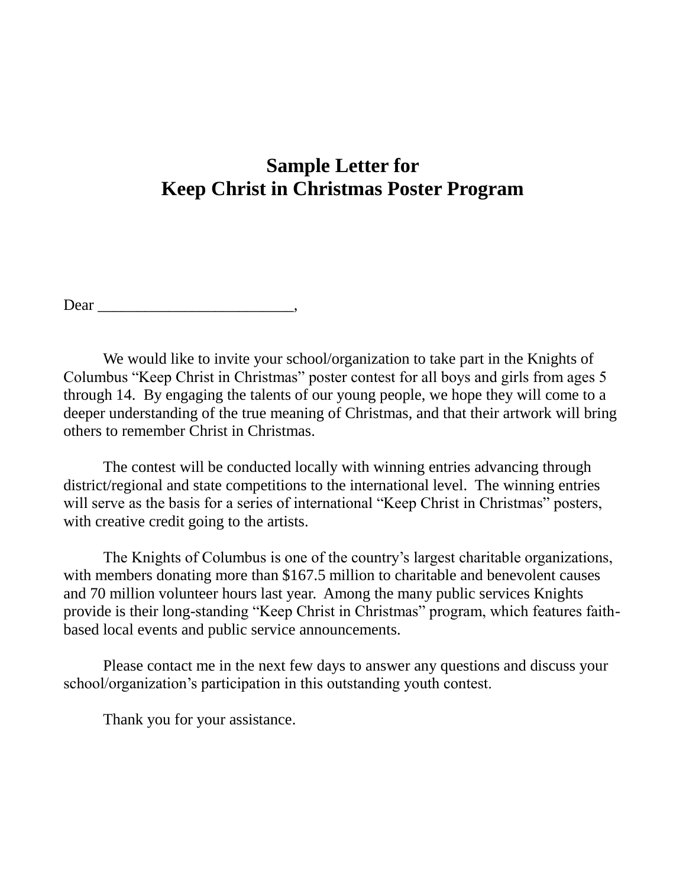# Sample Letter for Keep Christ in Christmas Poster Program

Dear _________________________,

We would like to invite your school/organization to take part in the Knights of Columbus "Keep Christ in Christmas" poster contest for all boys and girls from ages 5 through 14. By engaging the talents of our young people, we hope they will come to a deeper understanding of the true meaning of Christmas, and that their artwork will bring others to remember Christ in Christmas.

The contest will be conducted locally with winning entries advancing through district/regional and state competitions to the international level. The winning entries will serve as the basis for a series of international "Keep Christ in Christmas" posters, with creative credit going to the artists.

The Knights of Columbus is one of the country's largest charitable organizations, with members donating more than $167.5 million to charitable and benevolent causes and 70 million volunteer hours last year. Among the many public services Knights provide is their long-standing "Keep Christ in Christmas" program, which features faith-based local events and public service announcements.

Please contact me in the next few days to answer any questions and discuss your school/organization's participation in this outstanding youth contest.

Thank you for your assistance.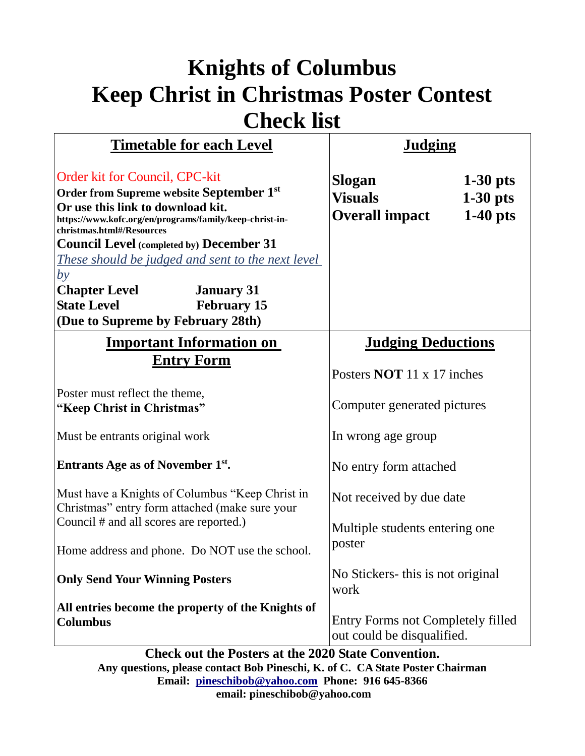# Knights of Columbus
# Keep Christ in Christmas Poster Contest
# Check list

## Timetable for each Level

Order kit for Council, CPC-kit
**Order from Supreme website September 1st**
**Or use this link to download kit.**
**https://www.kofc.org/en/programs/family/keep-christ-in-christmas.html#/Resources**
**Council Level (completed by) December 31**
*These should be judged and sent to the next level by*
**Chapter Level January 31**
**State Level February 15**
**(Due to Supreme by February 28th)**

## Judging

| | |
|---|---|
| **Slogan** | **1-30 pts** |
| **Visuals** | **1-30 pts** |
| **Overall impact** | **1-40 pts** |

## Important Information on Entry Form

Poster must reflect the theme,
**"Keep Christ in Christmas"**

Must be entrants original work

**Entrants Age as of November 1st.**

Must have a Knights of Columbus "Keep Christ in Christmas" entry form attached (make sure your Council # and all scores are reported.)

Home address and phone. Do NOT use the school.

**Only Send Your Winning Posters**

**All entries become the property of the Knights of Columbus**

## Judging Deductions

Posters **NOT** 11 x 17 inches

Computer generated pictures

In wrong age group

No entry form attached

Not received by due date

Multiple students entering one poster

No Stickers- this is not original work

Entry Forms not Completely filled out could be disqualified.

**Check out the Posters at the 2020 State Convention.**
**Any questions, please contact Bob Pineschi, K. of C. CA State Poster Chairman**
**Email: pineschibob@yahoo.com Phone: 916 645-8366**
**email: pineschibob@yahoo.com**